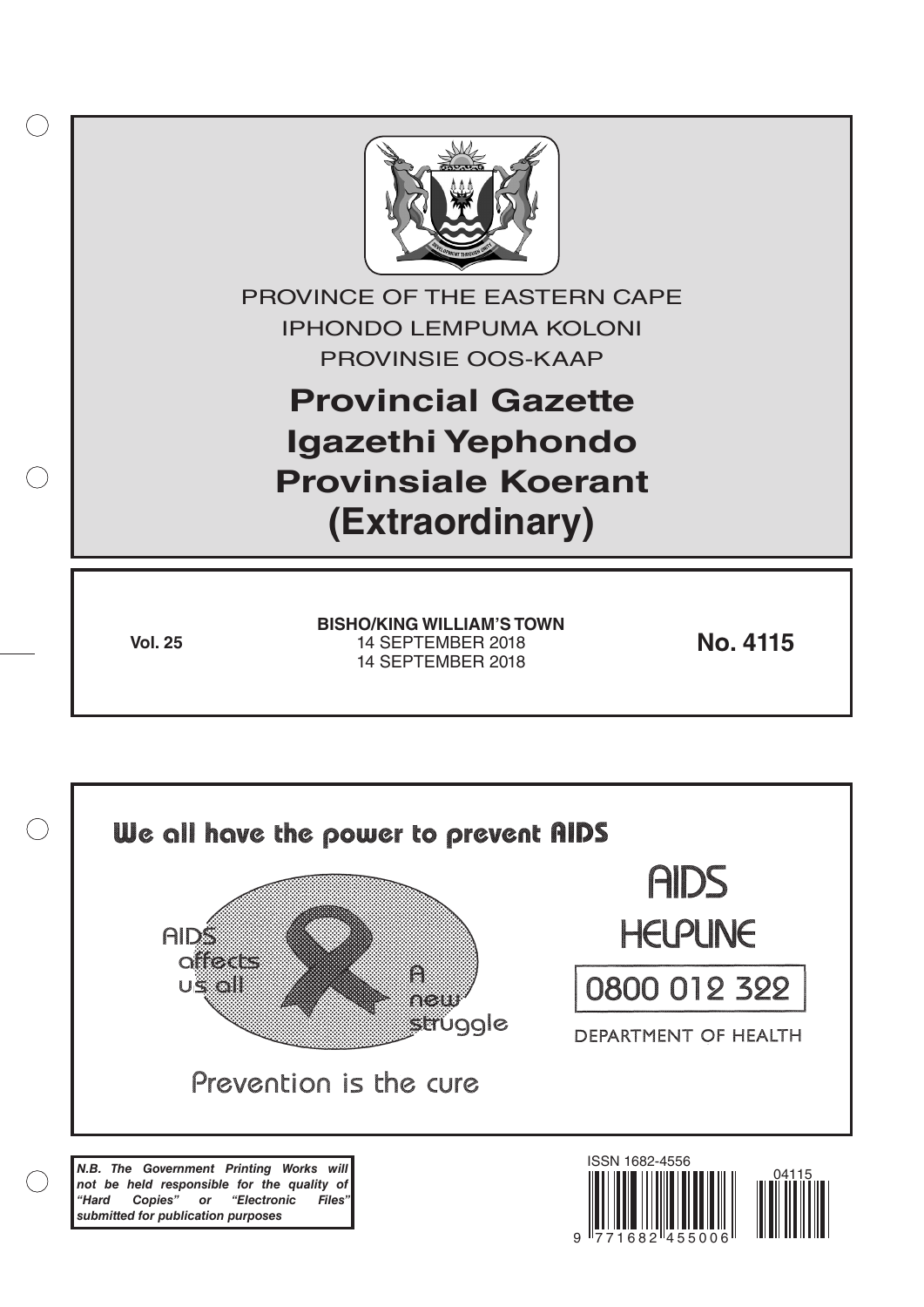PROVINCE OF THE EASTERN CAPE

IPHONDO LEMPUMA KOLONI

PROVINSIE OOS-KAAP

# Provincial Gazette
# Igazethi Yephondo
# Provinsiale Koerant
# (Extraordinary)

**Vol. 25**

**BISHO/KING WILLIAM'S TOWN**
14 SEPTEMBER 2018
14 SEPTEMBER 2018

**No. 4115**

We all have the power to prevent AIDS

AIDS affects us all

A new struggle

Prevention is the cure

AIDS HELPLINE

0800 012 322

DEPARTMENT OF HEALTH

***N.B. The Government Printing Works will not be held responsible for the quality of "Hard Copies" or "Electronic Files" submitted for publication purposes***

ISSN 1682-4556

9 771682 455006

04115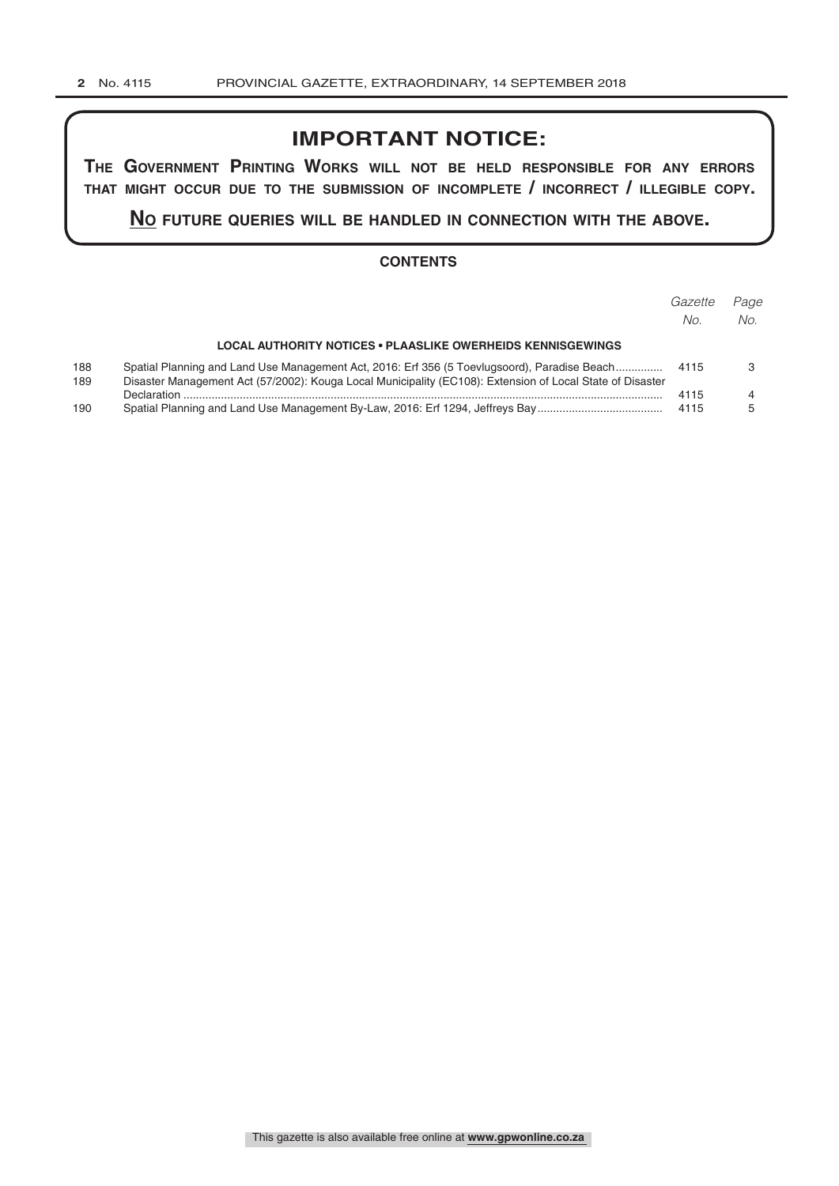## IMPORTANT NOTICE:

**THE GOVERNMENT PRINTING WORKS WILL NOT BE HELD RESPONSIBLE FOR ANY ERRORS THAT MIGHT OCCUR DUE TO THE SUBMISSION OF INCOMPLETE / INCORRECT / ILLEGIBLE COPY.**

**NO FUTURE QUERIES WILL BE HANDLED IN CONNECTION WITH THE ABOVE.**

### CONTENTS

| | | *Gazette No.* | *Page No.* |
|---|---|---|---|
| | **LOCAL AUTHORITY NOTICES • PLAASLIKE OWERHEIDS KENNISGEWINGS** | | |
| 188 | Spatial Planning and Land Use Management Act, 2016: Erf 356 (5 Toevlugsoord), Paradise Beach | 4115 | 3 |
| 189 | Disaster Management Act (57/2002): Kouga Local Municipality (EC108): Extension of Local State of Disaster Declaration | 4115 | 4 |
| 190 | Spatial Planning and Land Use Management By-Law, 2016: Erf 1294, Jeffreys Bay | 4115 | 5 |

This gazette is also available free online at **www.gpwonline.co.za**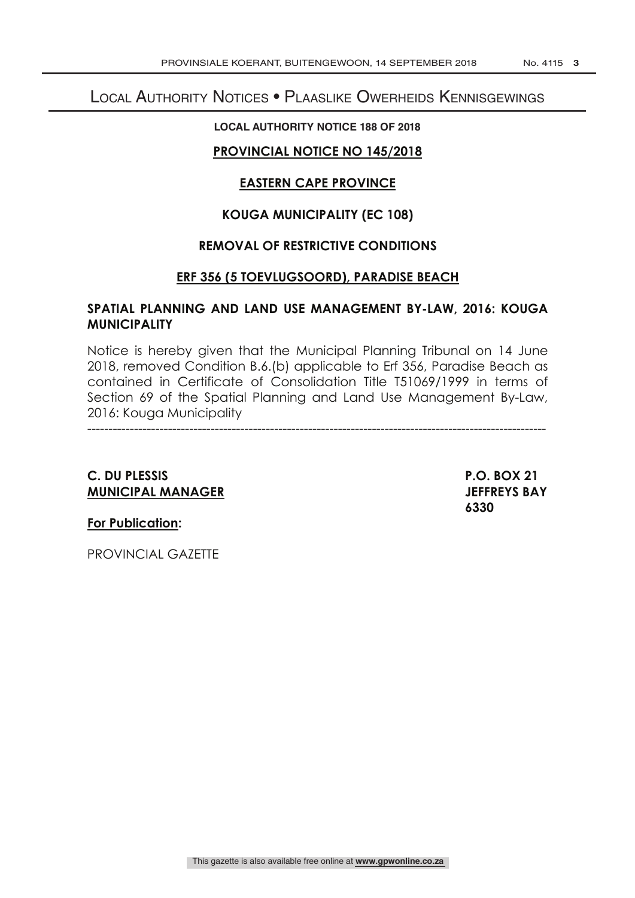# Local Authority Notices • Plaaslike Owerheids Kennisgewings

**LOCAL AUTHORITY NOTICE 188 OF 2018**

**PROVINCIAL NOTICE NO 145/2018**

**EASTERN CAPE PROVINCE**

**KOUGA MUNICIPALITY (EC 108)**

**REMOVAL OF RESTRICTIVE CONDITIONS**

**ERF 356 (5 TOEVLUGSOORD), PARADISE BEACH**

**SPATIAL PLANNING AND LAND USE MANAGEMENT BY-LAW, 2016: KOUGA MUNICIPALITY**

Notice is hereby given that the Municipal Planning Tribunal on 14 June 2018, removed Condition B.6.(b) applicable to Erf 356, Paradise Beach as contained in Certificate of Consolidation Title T51069/1999 in terms of Section 69 of the Spatial Planning and Land Use Management By-Law, 2016: Kouga Municipality

---

**C. DU PLESSIS**
**MUNICIPAL MANAGER**

**P.O. BOX 21**
**JEFFREYS BAY**
**6330**

**For Publication:**

PROVINCIAL GAZETTE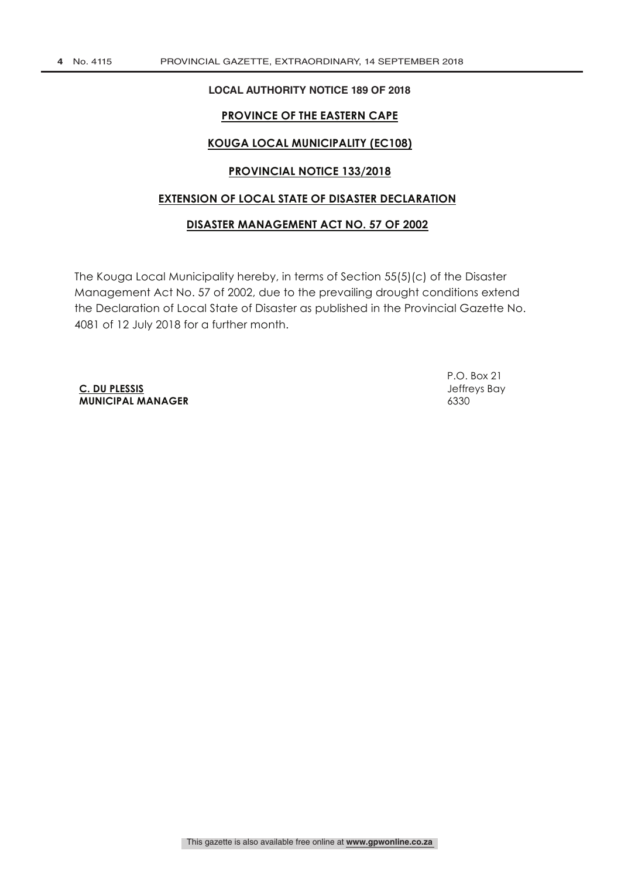**LOCAL AUTHORITY NOTICE 189 OF 2018**

**PROVINCE OF THE EASTERN CAPE**

**KOUGA LOCAL MUNICIPALITY (EC108)**

**PROVINCIAL NOTICE 133/2018**

**EXTENSION OF LOCAL STATE OF DISASTER DECLARATION**

**DISASTER MANAGEMENT ACT NO. 57 OF 2002**

The Kouga Local Municipality hereby, in terms of Section 55(5)(c) of the Disaster Management Act No. 57 of 2002, due to the prevailing drought conditions extend the Declaration of Local State of Disaster as published in the Provincial Gazette No. 4081 of 12 July 2018 for a further month.

**C. DU PLESSIS**
**MUNICIPAL MANAGER**

P.O. Box 21
Jeffreys Bay
6330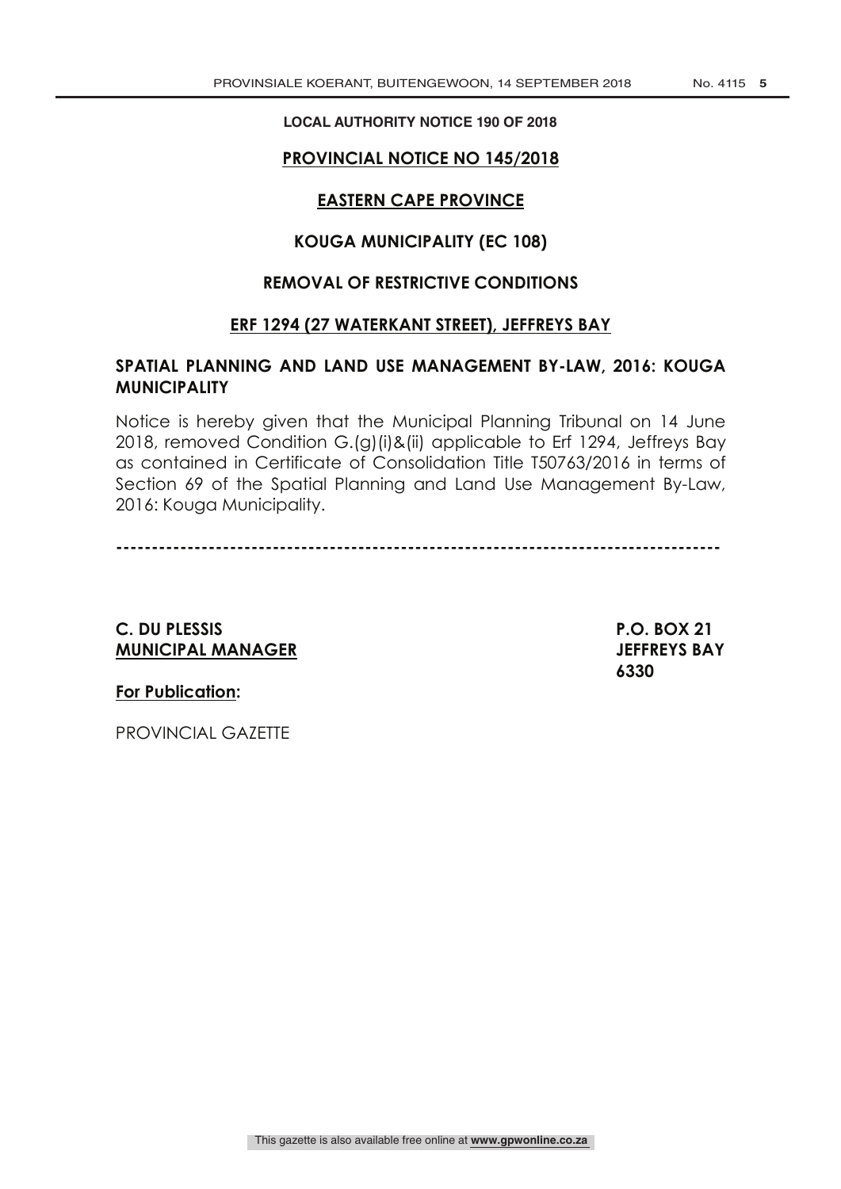**LOCAL AUTHORITY NOTICE 190 OF 2018**

**PROVINCIAL NOTICE NO 145/2018**

**EASTERN CAPE PROVINCE**

**KOUGA MUNICIPALITY (EC 108)**

**REMOVAL OF RESTRICTIVE CONDITIONS**

**ERF 1294 (27 WATERKANT STREET), JEFFREYS BAY**

**SPATIAL PLANNING AND LAND USE MANAGEMENT BY-LAW, 2016: KOUGA MUNICIPALITY**

Notice is hereby given that the Municipal Planning Tribunal on 14 June 2018, removed Condition G.(g)(i)&(ii) applicable to Erf 1294, Jeffreys Bay as contained in Certificate of Consolidation Title T50763/2016 in terms of Section 69 of the Spatial Planning and Land Use Management By-Law, 2016: Kouga Municipality.

-----------------------------------------------------------------------------------

**C. DU PLESSIS**
**MUNICIPAL MANAGER**

**P.O. BOX 21**
**JEFFREYS BAY**
**6330**

**For Publication:**

PROVINCIAL GAZETTE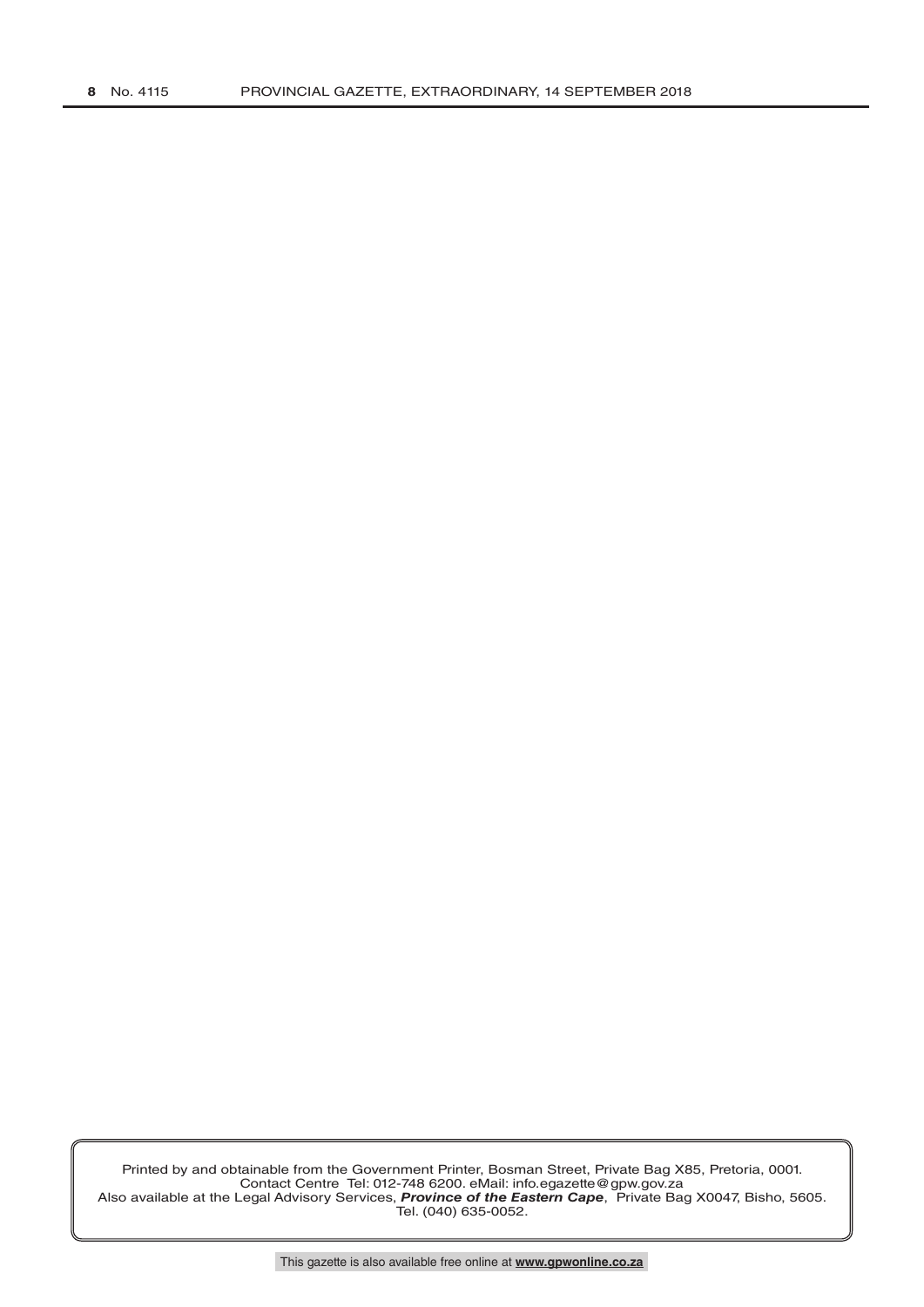Printed by and obtainable from the Government Printer, Bosman Street, Private Bag X85, Pretoria, 0001.
Contact Centre Tel: 012-748 6200. eMail: info.egazette@gpw.gov.za
Also available at the Legal Advisory Services, ***Province of the Eastern Cape***, Private Bag X0047, Bisho, 5605.
Tel. (040) 635-0052.

This gazette is also available free online at **www.gpwonline.co.za**